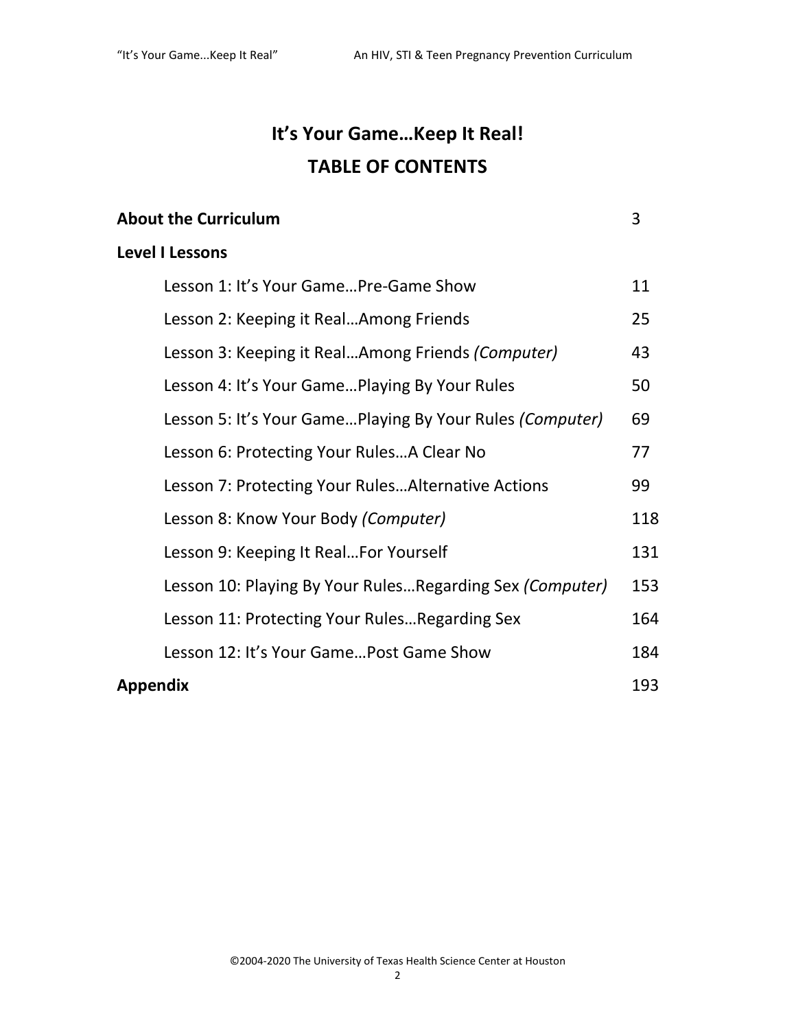# It's Your Game…Keep It Real!

## TABLE OF CONTENTS

| | |
|---|---|
| **About the Curriculum** | 3 |
| **Level I Lessons** | |
| Lesson 1: It's Your Game…Pre-Game Show | 11 |
| Lesson 2: Keeping it Real…Among Friends | 25 |
| Lesson 3: Keeping it Real…Among Friends *(Computer)* | 43 |
| Lesson 4: It's Your Game…Playing By Your Rules | 50 |
| Lesson 5: It's Your Game…Playing By Your Rules *(Computer)* | 69 |
| Lesson 6: Protecting Your Rules…A Clear No | 77 |
| Lesson 7: Protecting Your Rules…Alternative Actions | 99 |
| Lesson 8: Know Your Body *(Computer)* | 118 |
| Lesson 9: Keeping It Real…For Yourself | 131 |
| Lesson 10: Playing By Your Rules…Regarding Sex *(Computer)* | 153 |
| Lesson 11: Protecting Your Rules…Regarding Sex | 164 |
| Lesson 12: It's Your Game…Post Game Show | 184 |
| **Appendix** | 193 |

©2004-2020 The University of Texas Health Science Center at Houston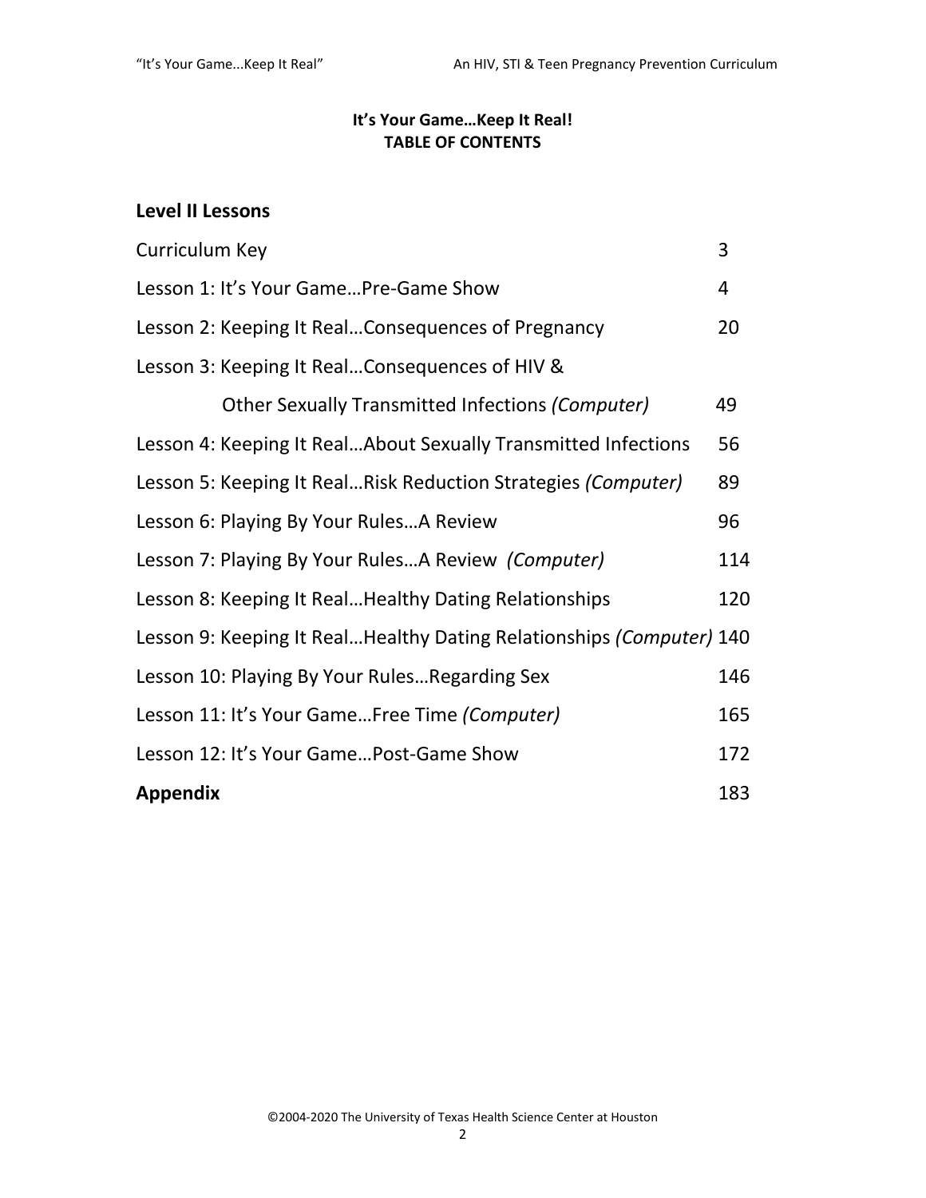**It's Your Game…Keep It Real!**
**TABLE OF CONTENTS**

## Level II Lessons

| | |
|---|---|
| Curriculum Key | 3 |
| Lesson 1: It's Your Game…Pre-Game Show | 4 |
| Lesson 2: Keeping It Real…Consequences of Pregnancy | 20 |
| Lesson 3: Keeping It Real…Consequences of HIV & Other Sexually Transmitted Infections *(Computer)* | 49 |
| Lesson 4: Keeping It Real…About Sexually Transmitted Infections | 56 |
| Lesson 5: Keeping It Real…Risk Reduction Strategies *(Computer)* | 89 |
| Lesson 6: Playing By Your Rules…A Review | 96 |
| Lesson 7: Playing By Your Rules…A Review *(Computer)* | 114 |
| Lesson 8: Keeping It Real…Healthy Dating Relationships | 120 |
| Lesson 9: Keeping It Real…Healthy Dating Relationships *(Computer)* | 140 |
| Lesson 10: Playing By Your Rules…Regarding Sex | 146 |
| Lesson 11: It's Your Game…Free Time *(Computer)* | 165 |
| Lesson 12: It's Your Game…Post-Game Show | 172 |
| **Appendix** | 183 |

©2004-2020 The University of Texas Health Science Center at Houston